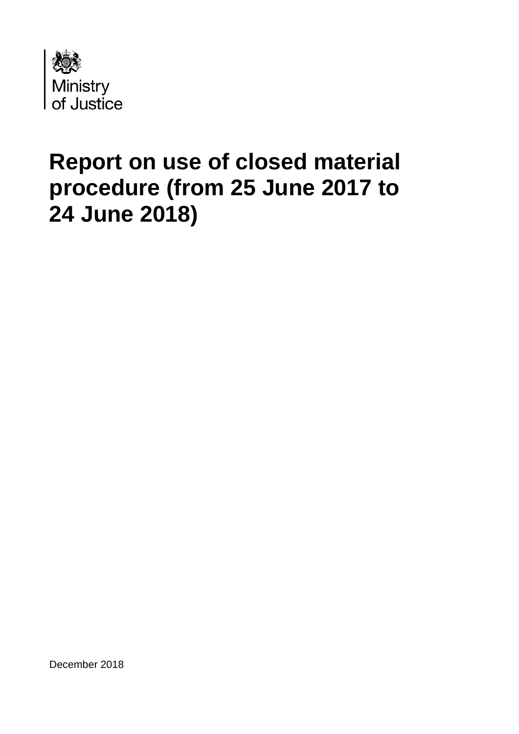Ministry of Justice

# Report on use of closed material procedure (from 25 June 2017 to 24 June 2018)

December 2018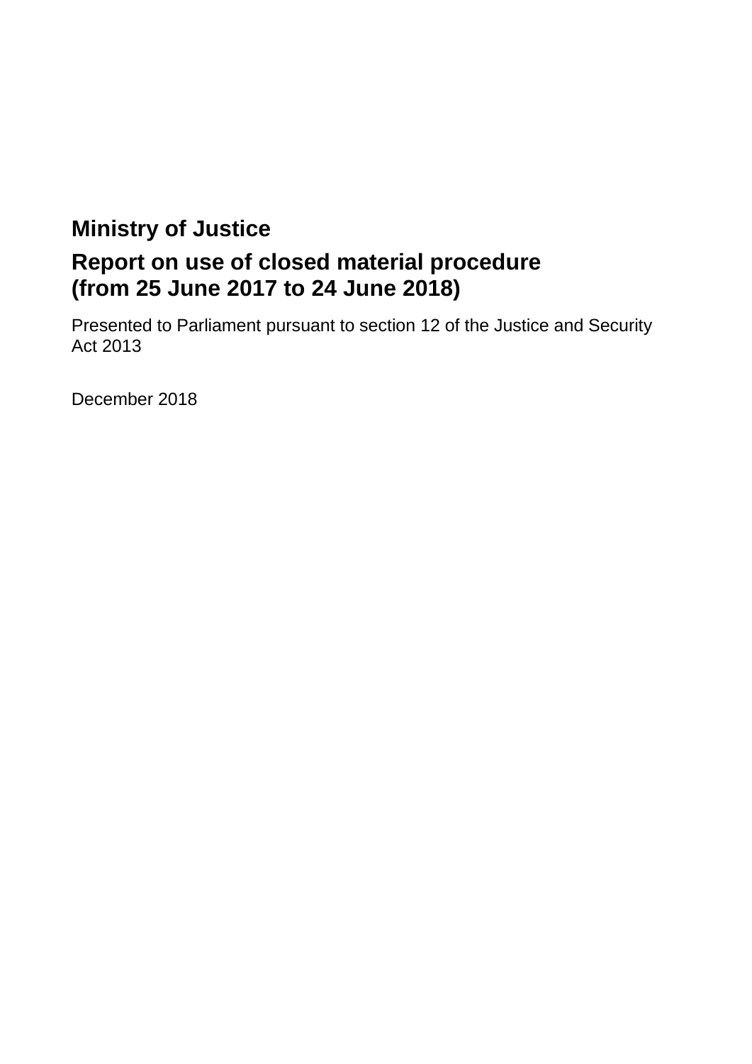# Ministry of Justice

## Report on use of closed material procedure (from 25 June 2017 to 24 June 2018)

Presented to Parliament pursuant to section 12 of the Justice and Security Act 2013

December 2018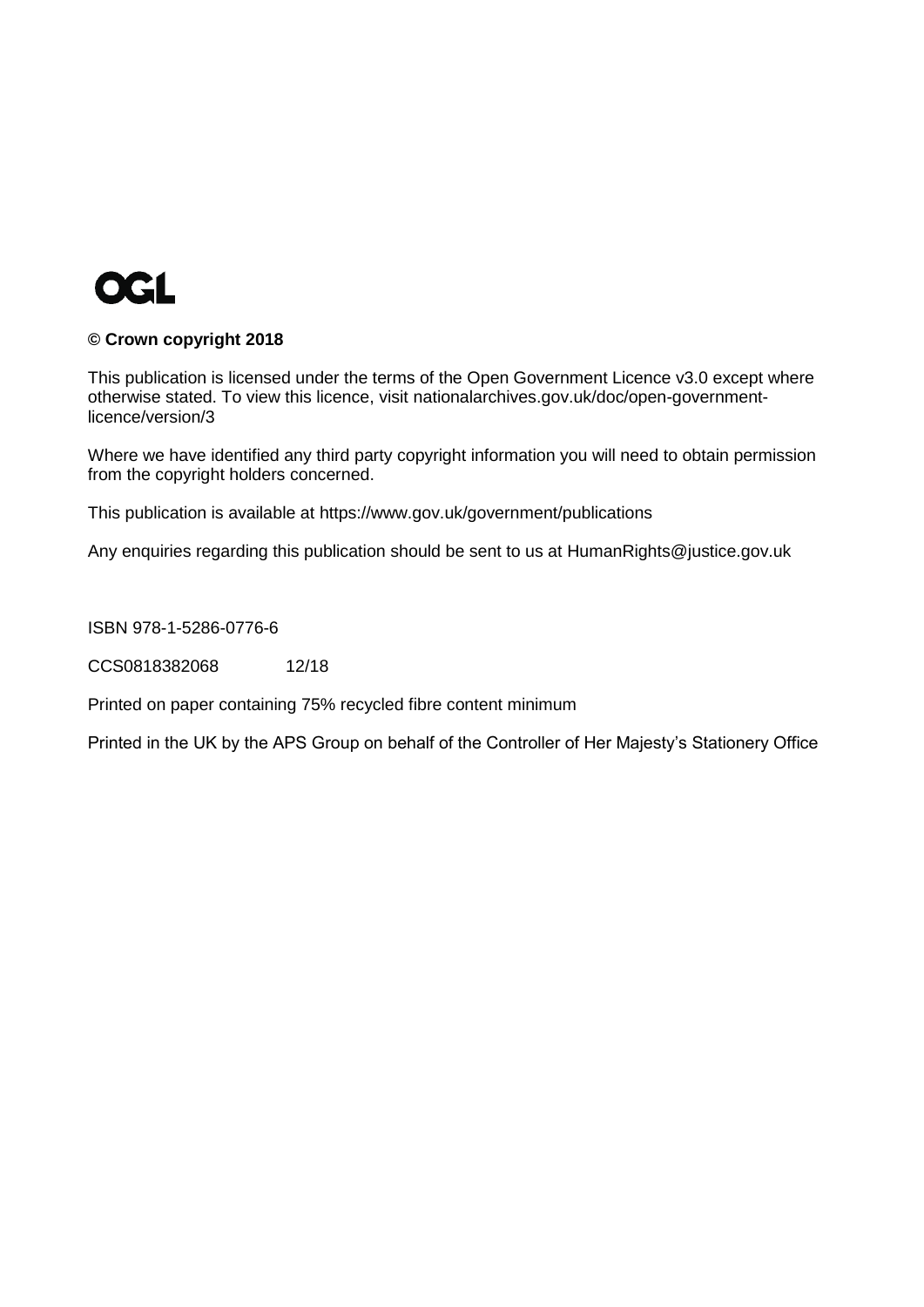OGL

**© Crown copyright 2018**

This publication is licensed under the terms of the Open Government Licence v3.0 except where otherwise stated. To view this licence, visit nationalarchives.gov.uk/doc/open-government-licence/version/3

Where we have identified any third party copyright information you will need to obtain permission from the copyright holders concerned.

This publication is available at https://www.gov.uk/government/publications

Any enquiries regarding this publication should be sent to us at HumanRights@justice.gov.uk

ISBN 978-1-5286-0776-6

CCS0818382068 12/18

Printed on paper containing 75% recycled fibre content minimum

Printed in the UK by the APS Group on behalf of the Controller of Her Majesty's Stationery Office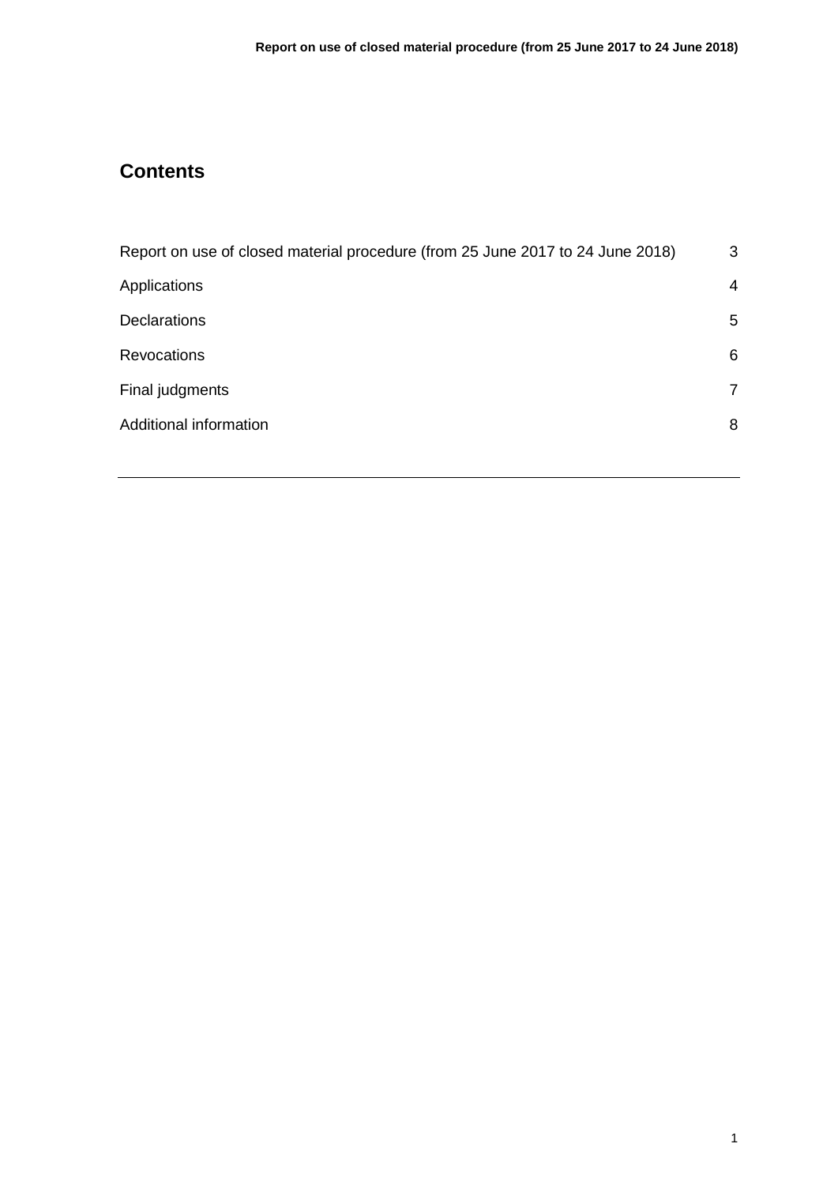## Contents

| | |
|---|---|
| Report on use of closed material procedure (from 25 June 2017 to 24 June 2018) | 3 |
| Applications | 4 |
| Declarations | 5 |
| Revocations | 6 |
| Final judgments | 7 |
| Additional information | 8 |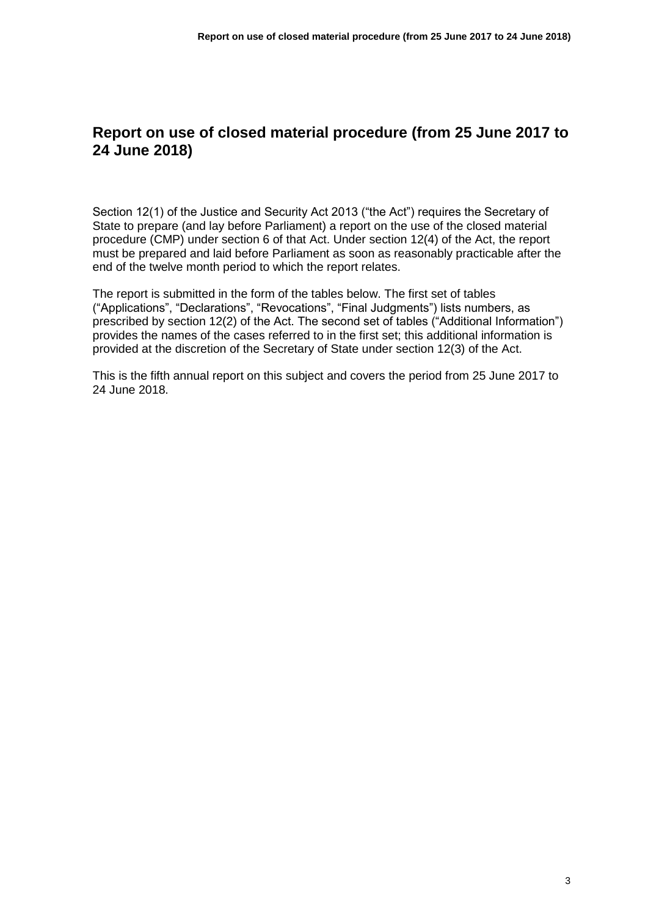# Report on use of closed material procedure (from 25 June 2017 to 24 June 2018)

Section 12(1) of the Justice and Security Act 2013 ("the Act") requires the Secretary of State to prepare (and lay before Parliament) a report on the use of the closed material procedure (CMP) under section 6 of that Act. Under section 12(4) of the Act, the report must be prepared and laid before Parliament as soon as reasonably practicable after the end of the twelve month period to which the report relates.

The report is submitted in the form of the tables below. The first set of tables ("Applications", "Declarations", "Revocations", "Final Judgments") lists numbers, as prescribed by section 12(2) of the Act. The second set of tables ("Additional Information") provides the names of the cases referred to in the first set; this additional information is provided at the discretion of the Secretary of State under section 12(3) of the Act.

This is the fifth annual report on this subject and covers the period from 25 June 2017 to 24 June 2018.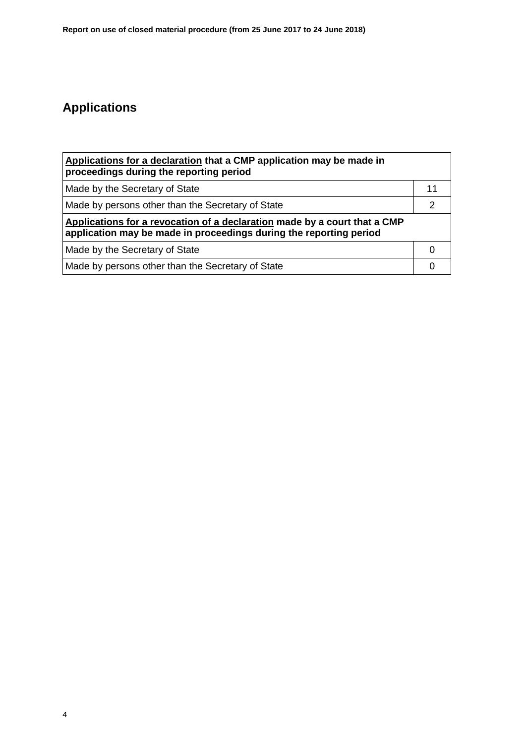## Applications

| **<u>Applications for a declaration</u> that a CMP application may be made in proceedings during the reporting period** | |
|---|---|
| Made by the Secretary of State | 11 |
| Made by persons other than the Secretary of State | 2 |
| **<u>Applications for a revocation of a declaration</u> made by a court that a CMP application may be made in proceedings during the reporting period** | |
| Made by the Secretary of State | 0 |
| Made by persons other than the Secretary of State | 0 |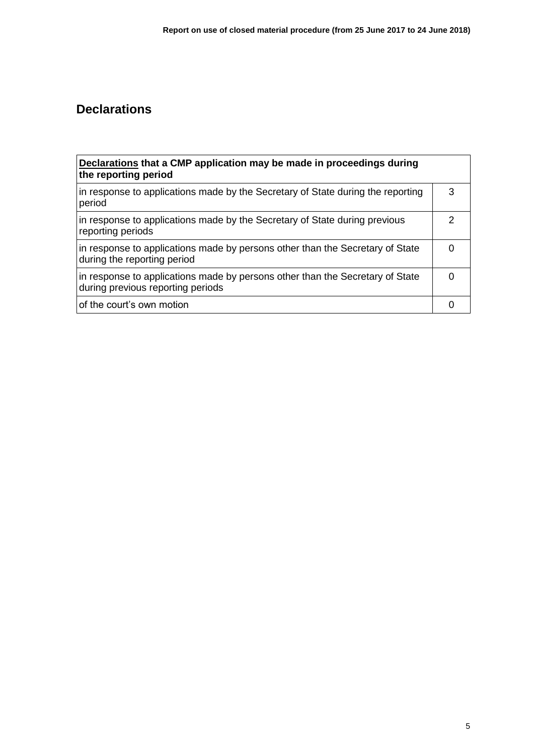## Declarations

| **<u>Declarations</u> that a CMP application may be made in proceedings during the reporting period** | |
|---|---|
| in response to applications made by the Secretary of State during the reporting period | 3 |
| in response to applications made by the Secretary of State during previous reporting periods | 2 |
| in response to applications made by persons other than the Secretary of State during the reporting period | 0 |
| in response to applications made by persons other than the Secretary of State during previous reporting periods | 0 |
| of the court's own motion | 0 |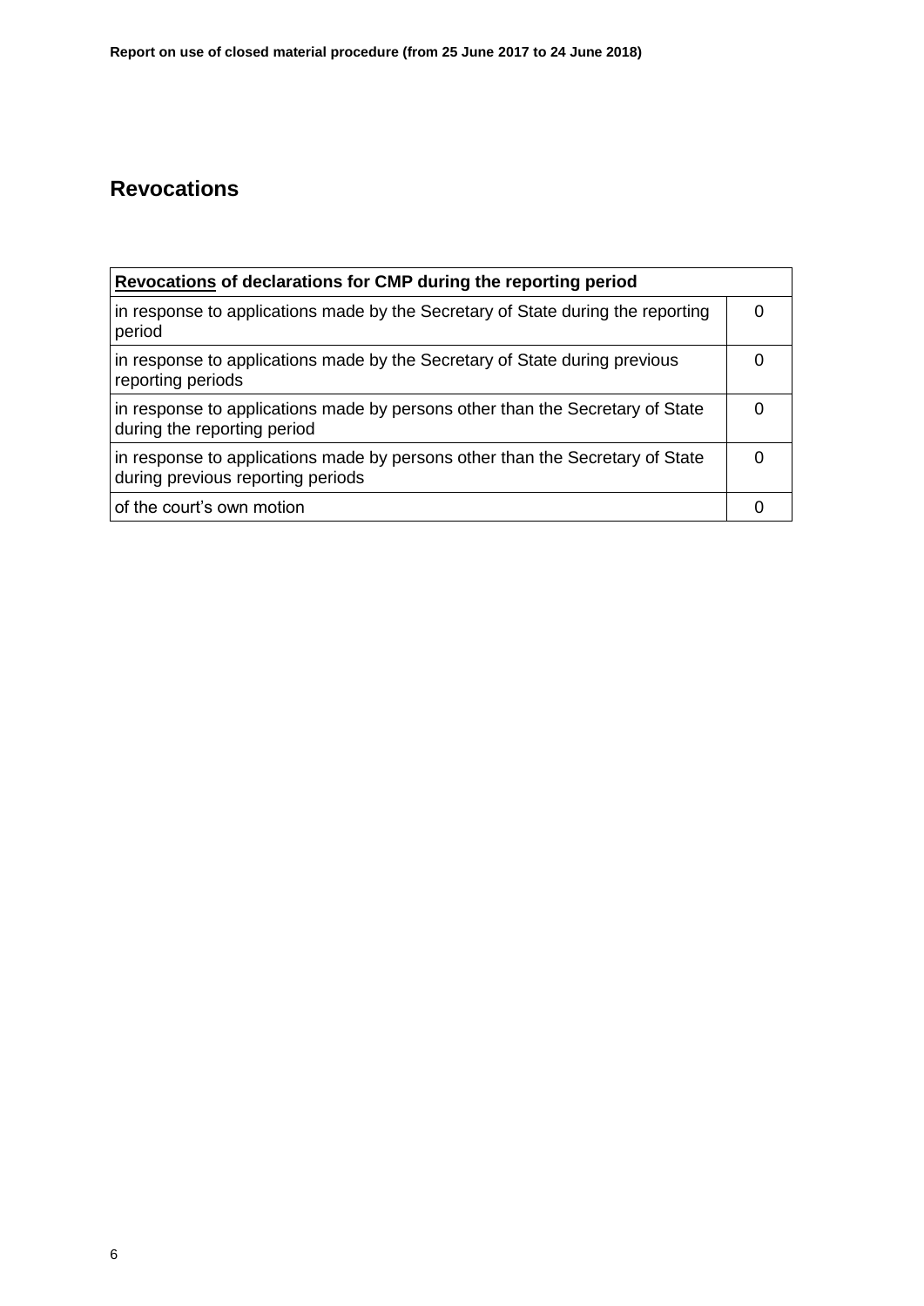## Revocations

| **Revocations of declarations for CMP during the reporting period** | |
|---|---|
| in response to applications made by the Secretary of State during the reporting period | 0 |
| in response to applications made by the Secretary of State during previous reporting periods | 0 |
| in response to applications made by persons other than the Secretary of State during the reporting period | 0 |
| in response to applications made by persons other than the Secretary of State during previous reporting periods | 0 |
| of the court's own motion | 0 |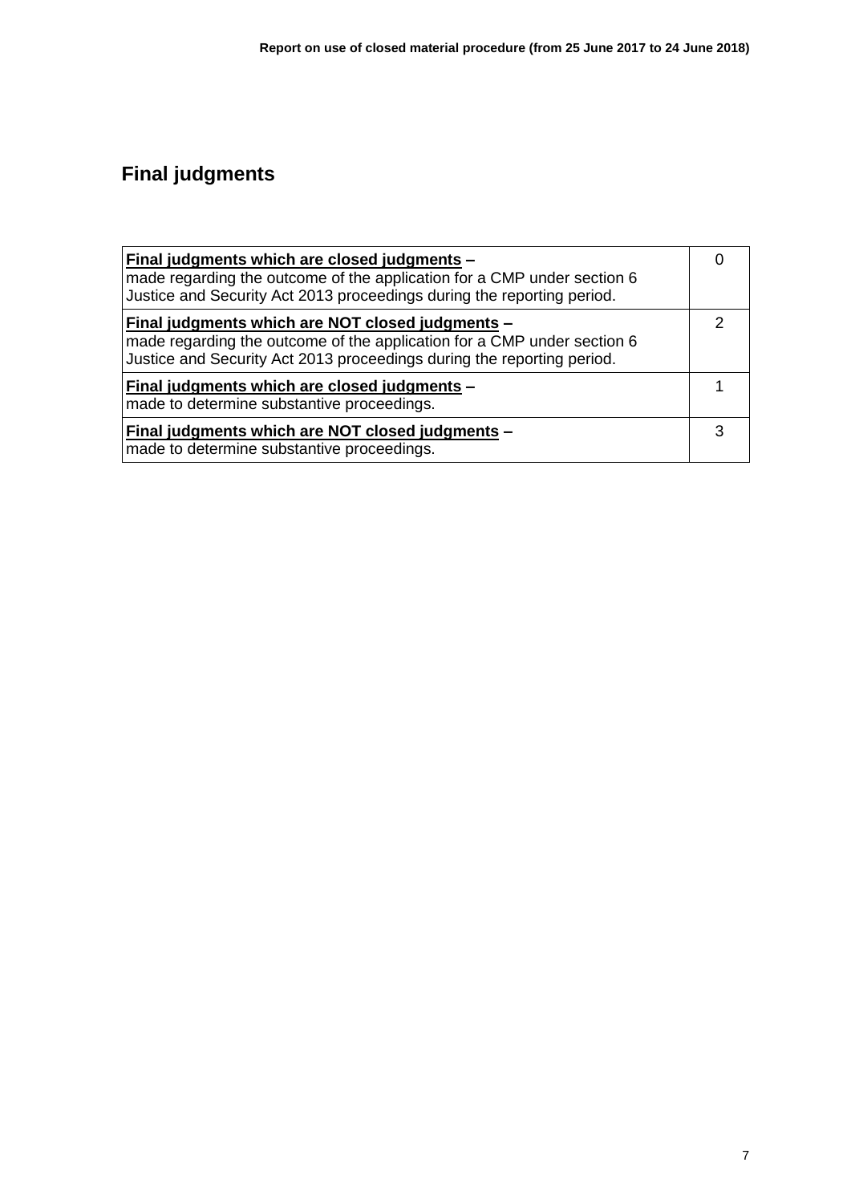## Final judgments

| Description | Count |
|---|---|
| **Final judgments which are closed judgments –** made regarding the outcome of the application for a CMP under section 6 Justice and Security Act 2013 proceedings during the reporting period. | 0 |
| **Final judgments which are NOT closed judgments –** made regarding the outcome of the application for a CMP under section 6 Justice and Security Act 2013 proceedings during the reporting period. | 2 |
| **Final judgments which are closed judgments –** made to determine substantive proceedings. | 1 |
| **Final judgments which are NOT closed judgments –** made to determine substantive proceedings. | 3 |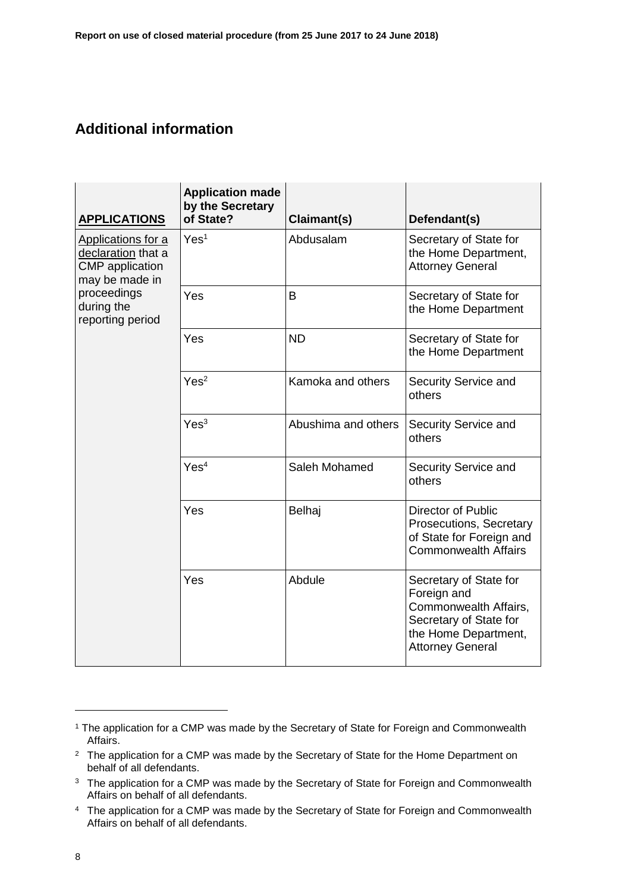## Additional information

| APPLICATIONS | Application made by the Secretary of State? | Claimant(s) | Defendant(s) |
|---|---|---|---|
| Applications for a declaration that a CMP application may be made in proceedings during the reporting period | Yes[1] | Abdusalam | Secretary of State for the Home Department, Attorney General |
| | Yes | B | Secretary of State for the Home Department |
| | Yes | ND | Secretary of State for the Home Department |
| | Yes[2] | Kamoka and others | Security Service and others |
| | Yes[3] | Abushima and others | Security Service and others |
| | Yes[4] | Saleh Mohamed | Security Service and others |
| | Yes | Belhaj | Director of Public Prosecutions, Secretary of State for Foreign and Commonwealth Affairs |
| | Yes | Abdule | Secretary of State for Foreign and Commonwealth Affairs, Secretary of State for the Home Department, Attorney General |

[1] The application for a CMP was made by the Secretary of State for Foreign and Commonwealth Affairs.

[2] The application for a CMP was made by the Secretary of State for the Home Department on behalf of all defendants.

[3] The application for a CMP was made by the Secretary of State for Foreign and Commonwealth Affairs on behalf of all defendants.

[4] The application for a CMP was made by the Secretary of State for Foreign and Commonwealth Affairs on behalf of all defendants.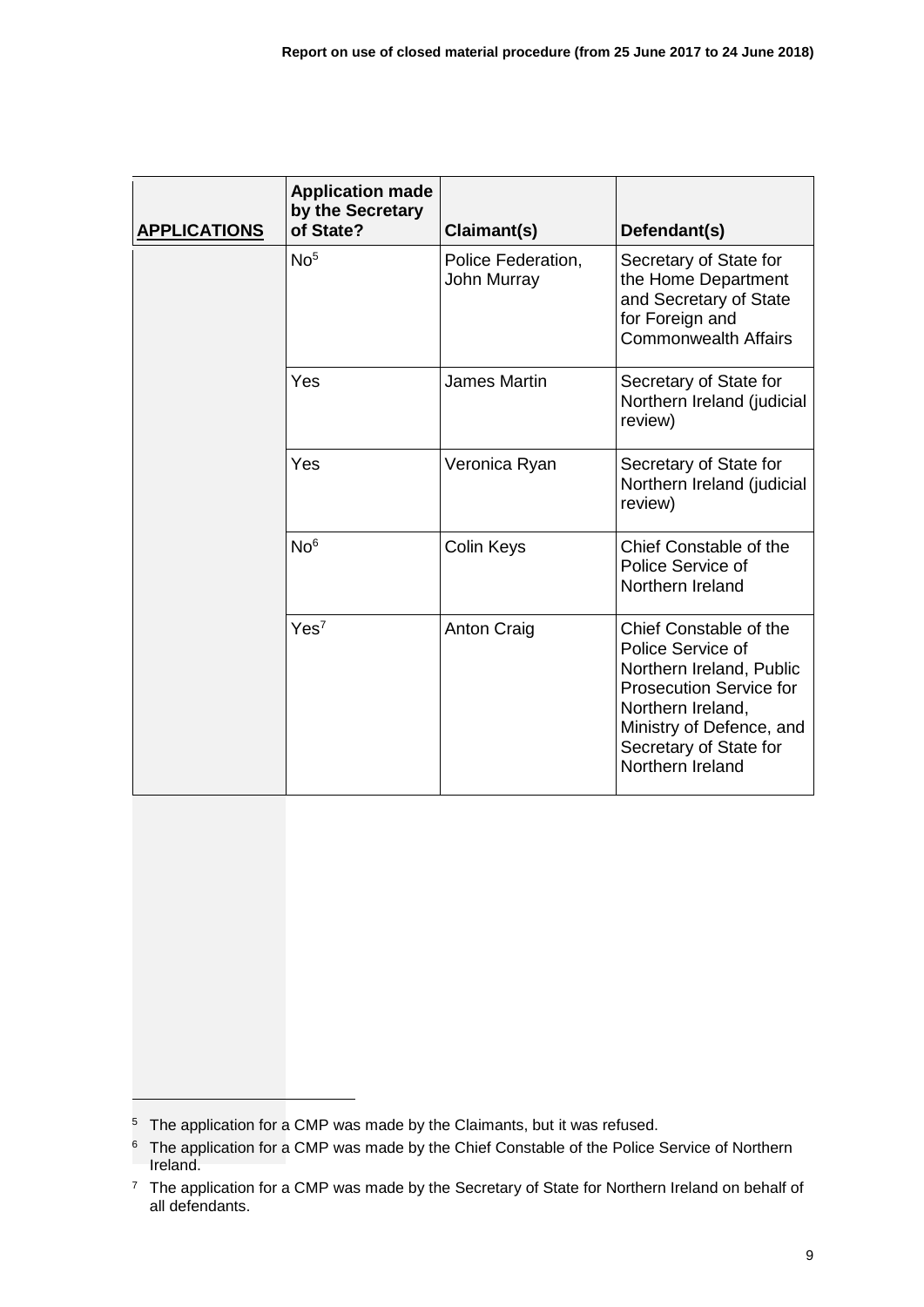| APPLICATIONS | Application made by the Secretary of State? | Claimant(s) | Defendant(s) |
|---|---|---|---|
| | No[5] | Police Federation, John Murray | Secretary of State for the Home Department and Secretary of State for Foreign and Commonwealth Affairs |
| | Yes | James Martin | Secretary of State for Northern Ireland (judicial review) |
| | Yes | Veronica Ryan | Secretary of State for Northern Ireland (judicial review) |
| | No[6] | Colin Keys | Chief Constable of the Police Service of Northern Ireland |
| | Yes[7] | Anton Craig | Chief Constable of the Police Service of Northern Ireland, Public Prosecution Service for Northern Ireland, Ministry of Defence, and Secretary of State for Northern Ireland |

[5] The application for a CMP was made by the Claimants, but it was refused.

[6] The application for a CMP was made by the Chief Constable of the Police Service of Northern Ireland.

[7] The application for a CMP was made by the Secretary of State for Northern Ireland on behalf of all defendants.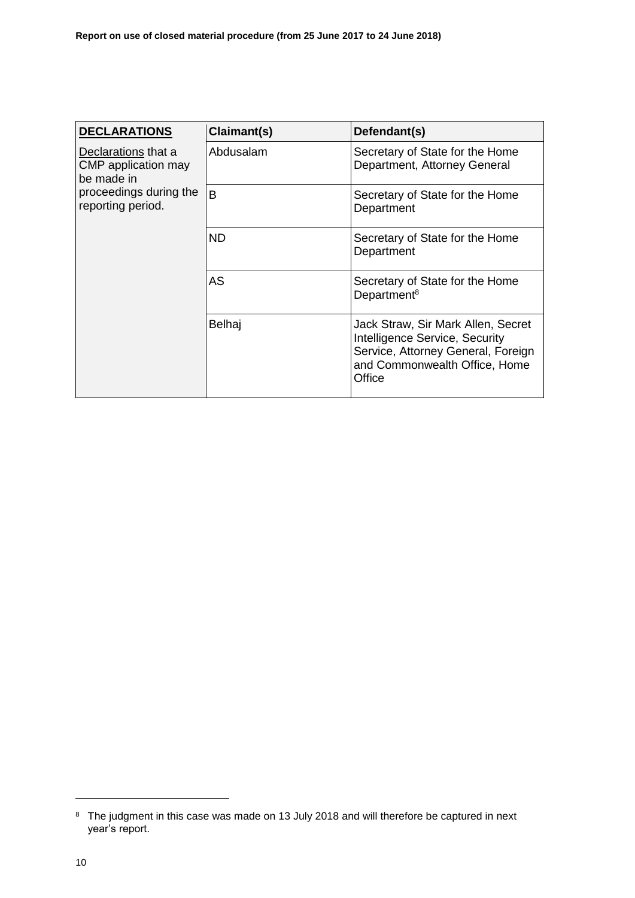| **DECLARATIONS** | **Claimant(s)** | **Defendant(s)** |
|---|---|---|
| Declarations that a CMP application may be made in proceedings during the reporting period. | Abdusalam | Secretary of State for the Home Department, Attorney General |
| | B | Secretary of State for the Home Department |
| | ND | Secretary of State for the Home Department |
| | AS | Secretary of State for the Home Department[8] |
| | Belhaj | Jack Straw, Sir Mark Allen, Secret Intelligence Service, Security Service, Attorney General, Foreign and Commonwealth Office, Home Office |

[8] The judgment in this case was made on 13 July 2018 and will therefore be captured in next year's report.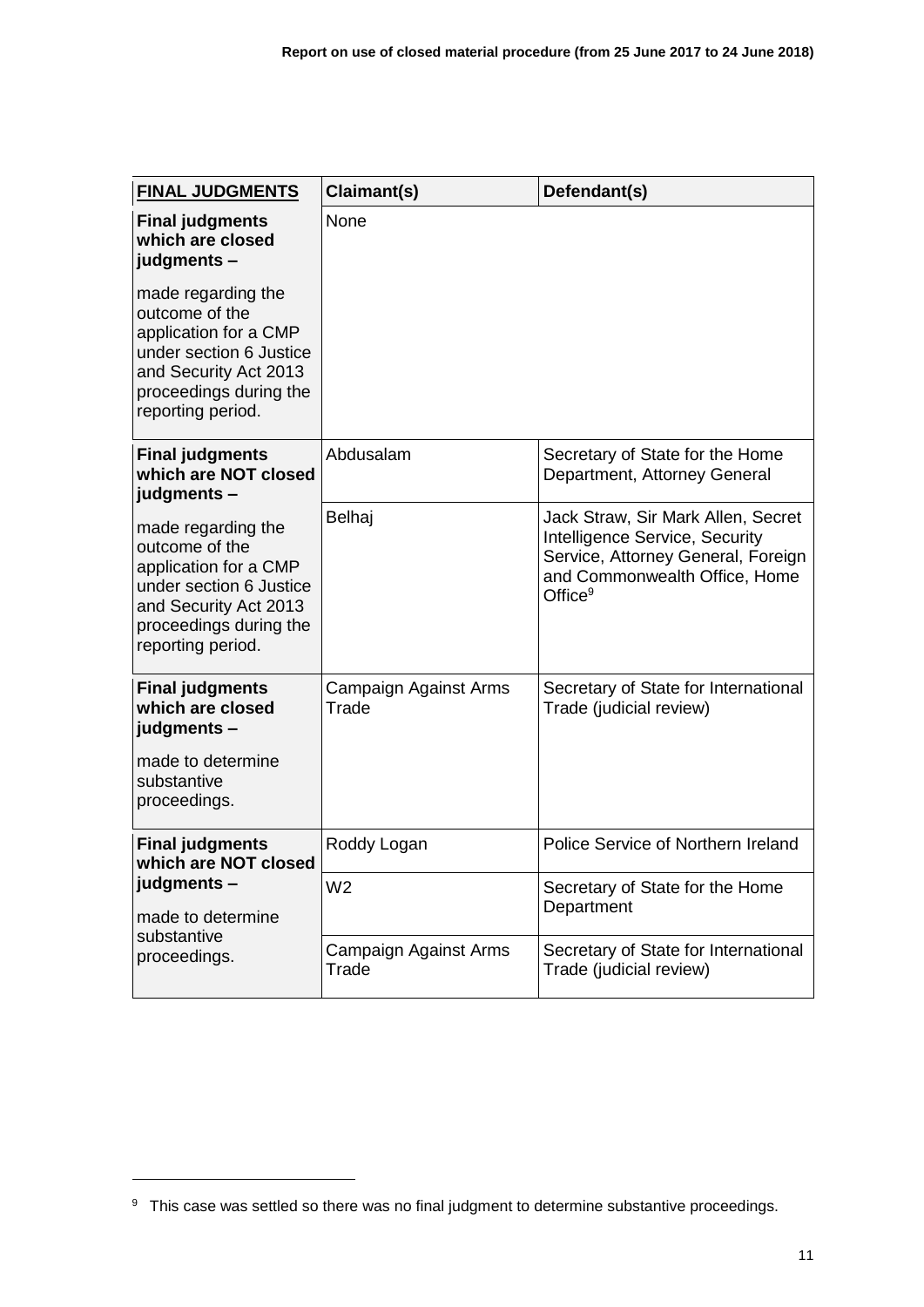| FINAL JUDGMENTS | Claimant(s) | Defendant(s) |
|---|---|---|
| **Final judgments which are closed judgments –** made regarding the outcome of the application for a CMP under section 6 Justice and Security Act 2013 proceedings during the reporting period. | None | |
| **Final judgments which are NOT closed judgments –** made regarding the outcome of the application for a CMP under section 6 Justice and Security Act 2013 proceedings during the reporting period. | Abdusalam | Secretary of State for the Home Department, Attorney General |
| | Belhaj | Jack Straw, Sir Mark Allen, Secret Intelligence Service, Security Service, Attorney General, Foreign and Commonwealth Office, Home Office[9] |
| **Final judgments which are closed judgments –** made to determine substantive proceedings. | Campaign Against Arms Trade | Secretary of State for International Trade (judicial review) |
| **Final judgments which are NOT closed judgments –** made to determine substantive proceedings. | Roddy Logan | Police Service of Northern Ireland |
| | W2 | Secretary of State for the Home Department |
| | Campaign Against Arms Trade | Secretary of State for International Trade (judicial review) |

[9] This case was settled so there was no final judgment to determine substantive proceedings.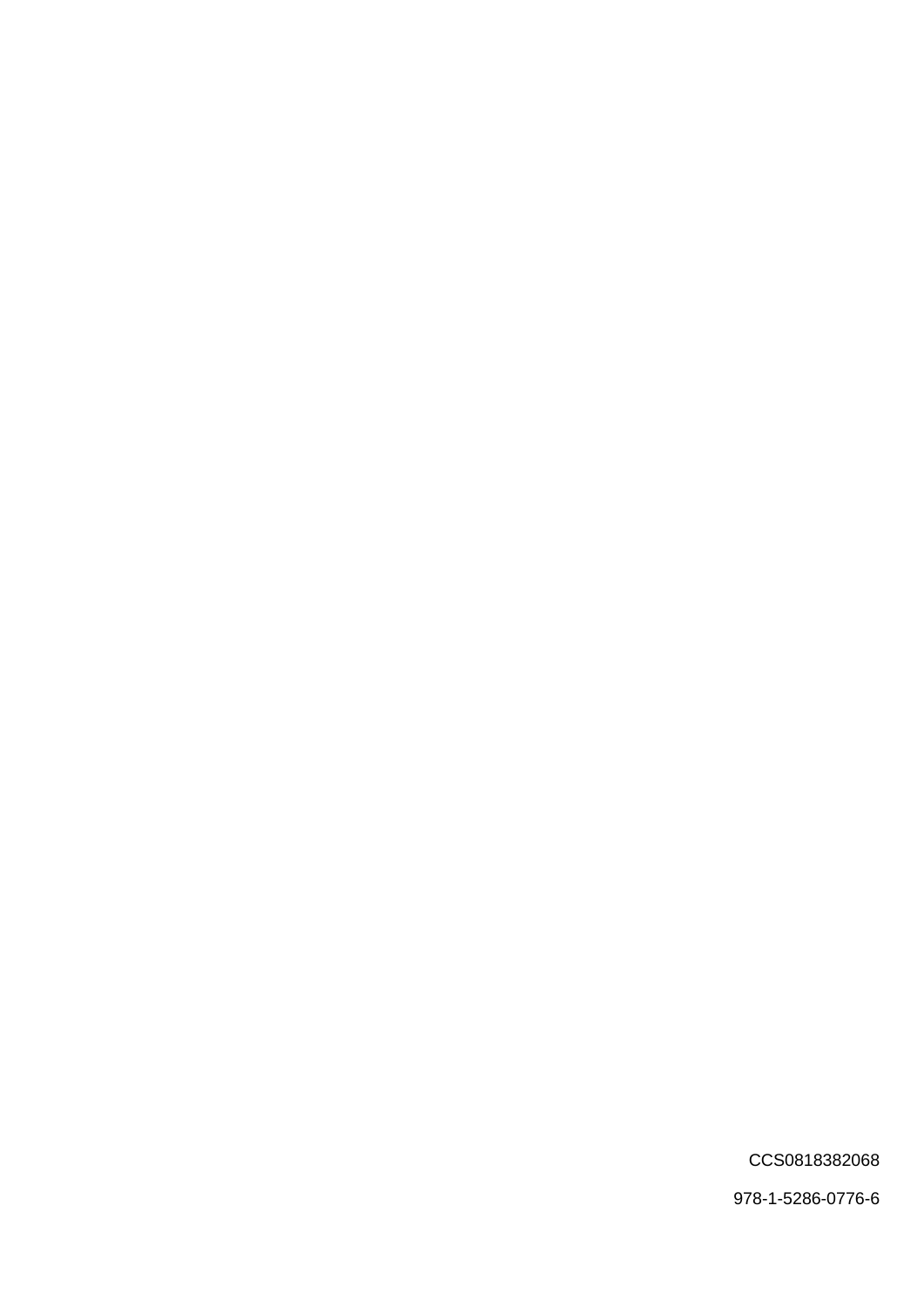CCS0818382068

978-1-5286-0776-6